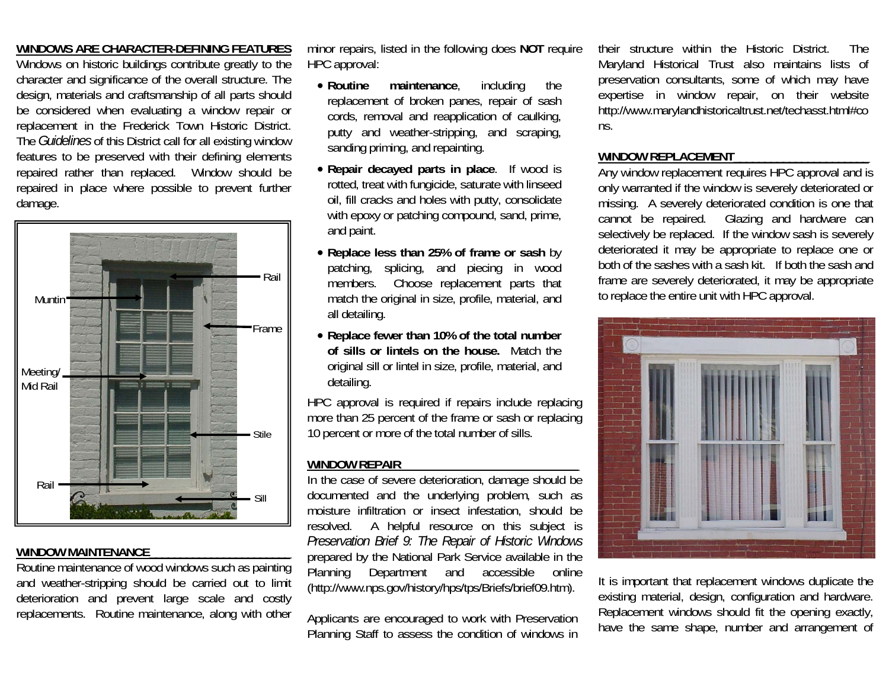**WINDOWS ARE CHARACTER-DEFINING FEATURES**

Windows on historic buildings contribute greatly to the character and significance of the overall structure. The design, materials and craftsmanship of all parts should be considered when evaluating a window repair or replacement in the Frederick Town Historic District. The *Guidelines* of this District call for all existing window features to be preserved with their defining elements repaired rather than replaced. Window should be repaired in place where possible to prevent further damage.

Rail
Muntin
Frame
Meeting/ Mid Rail
Stile
Rail
Sill

**WINDOW MAINTENANCE**

Routine maintenance of wood windows such as painting and weather-stripping should be carried out to limit deterioration and prevent large scale and costly replacements. Routine maintenance, along with other minor repairs, listed in the following does **NOT** require HPC approval:

- **Routine maintenance**, including the replacement of broken panes, repair of sash cords, removal and reapplication of caulking, putty and weather-stripping, and scraping, sanding priming, and repainting.
- **Repair decayed parts in place**. If wood is rotted, treat with fungicide, saturate with linseed oil, fill cracks and holes with putty, consolidate with epoxy or patching compound, sand, prime, and paint.
- **Replace less than 25% of frame or sash** by patching, splicing, and piecing in wood members. Choose replacement parts that match the original in size, profile, material, and all detailing.
- **Replace fewer than 10% of the total number of sills or lintels on the house.** Match the original sill or lintel in size, profile, material, and detailing.

HPC approval is required if repairs include replacing more than 25 percent of the frame or sash or replacing 10 percent or more of the total number of sills.

**WINDOW REPAIR**

In the case of severe deterioration, damage should be documented and the underlying problem, such as moisture infiltration or insect infestation, should be resolved. A helpful resource on this subject is *Preservation Brief 9: The Repair of Historic Windows* prepared by the National Park Service available in the Planning Department and accessible online (http://www.nps.gov/history/hps/tps/Briefs/brief09.htm).

Applicants are encouraged to work with Preservation Planning Staff to assess the condition of windows in their structure within the Historic District. The Maryland Historical Trust also maintains lists of preservation consultants, some of which may have expertise in window repair, on their website http://www.marylandhistoricaltrust.net/techasst.html#cons.

**WINDOW REPLACEMENT**

Any window replacement requires HPC approval and is only warranted if the window is severely deteriorated or missing. A severely deteriorated condition is one that cannot be repaired. Glazing and hardware can selectively be replaced. If the window sash is severely deteriorated it may be appropriate to replace one or both of the sashes with a sash kit. If both the sash and frame are severely deteriorated, it may be appropriate to replace the entire unit with HPC approval.

It is important that replacement windows duplicate the existing material, design, configuration and hardware. Replacement windows should fit the opening exactly, have the same shape, number and arrangement of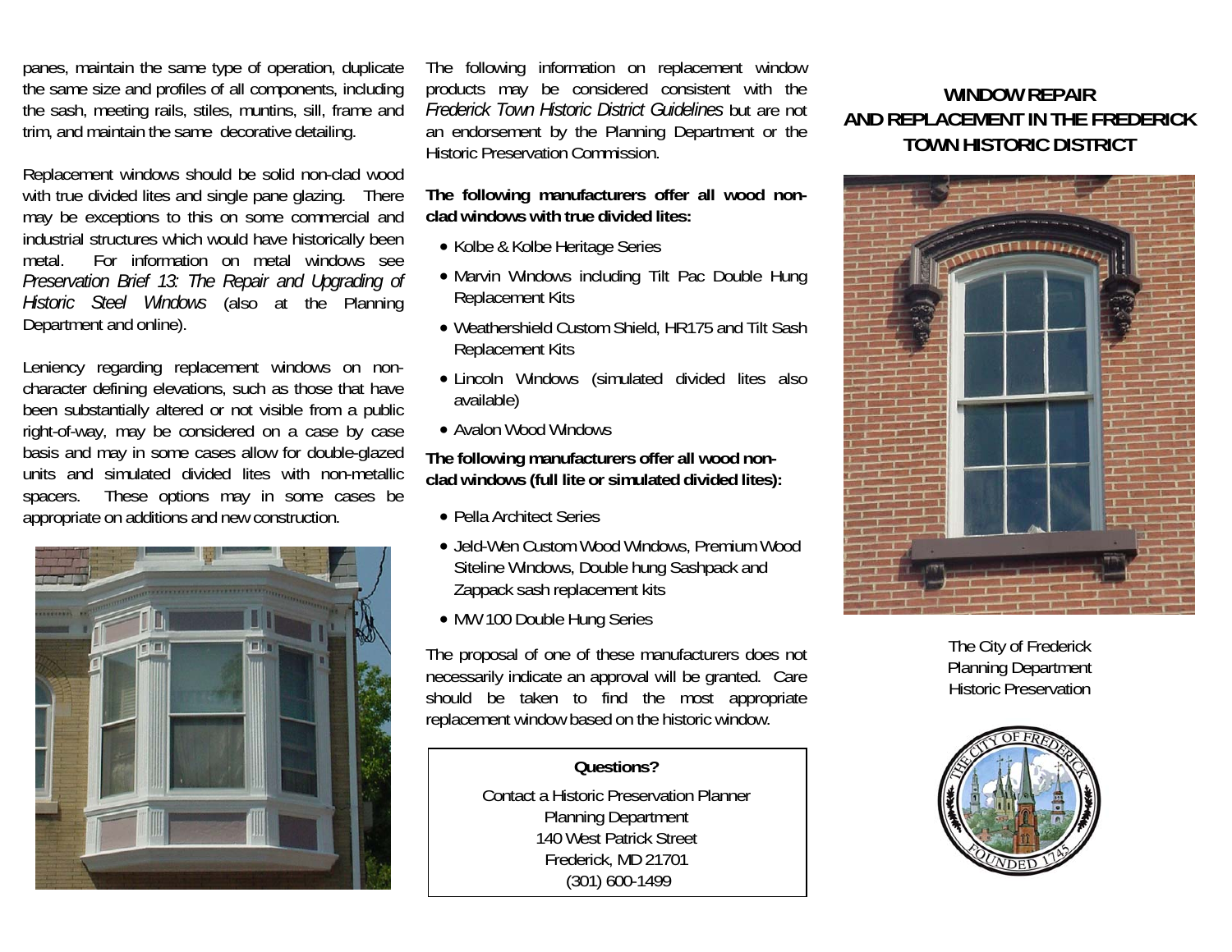panes, maintain the same type of operation, duplicate the same size and profiles of all components, including the sash, meeting rails, stiles, muntins, sill, frame and trim, and maintain the same decorative detailing.

Replacement windows should be solid non-clad wood with true divided lites and single pane glazing. There may be exceptions to this on some commercial and industrial structures which would have historically been metal. For information on metal windows see *Preservation Brief 13: The Repair and Upgrading of Historic Steel Windows* (also at the Planning Department and online).

Leniency regarding replacement windows on non-character defining elevations, such as those that have been substantially altered or not visible from a public right-of-way, may be considered on a case by case basis and may in some cases allow for double-glazed units and simulated divided lites with non-metallic spacers. These options may in some cases be appropriate on additions and new construction.

The following information on replacement window products may be considered consistent with the *Frederick Town Historic District Guidelines* but are not an endorsement by the Planning Department or the Historic Preservation Commission.

**The following manufacturers offer all wood non-clad windows with true divided lites:**

- Kolbe & Kolbe Heritage Series
- Marvin Windows including Tilt Pac Double Hung Replacement Kits
- Weathershield Custom Shield, HR175 and Tilt Sash Replacement Kits
- Lincoln Windows (simulated divided lites also available)
- Avalon Wood Windows

**The following manufacturers offer all wood non-clad windows (full lite or simulated divided lites):**

- Pella Architect Series
- Jeld-Wen Custom Wood Windows, Premium Wood Siteline Windows, Double hung Sashpack and Zappack sash replacement kits
- MW 100 Double Hung Series

The proposal of one of these manufacturers does not necessarily indicate an approval will be granted. Care should be taken to find the most appropriate replacement window based on the historic window.

**Questions?**

Contact a Historic Preservation Planner
Planning Department
140 West Patrick Street
Frederick, MD 21701
(301) 600-1499

# WINDOW REPAIR AND REPLACEMENT IN THE FREDERICK TOWN HISTORIC DISTRICT

The City of Frederick
Planning Department
Historic Preservation